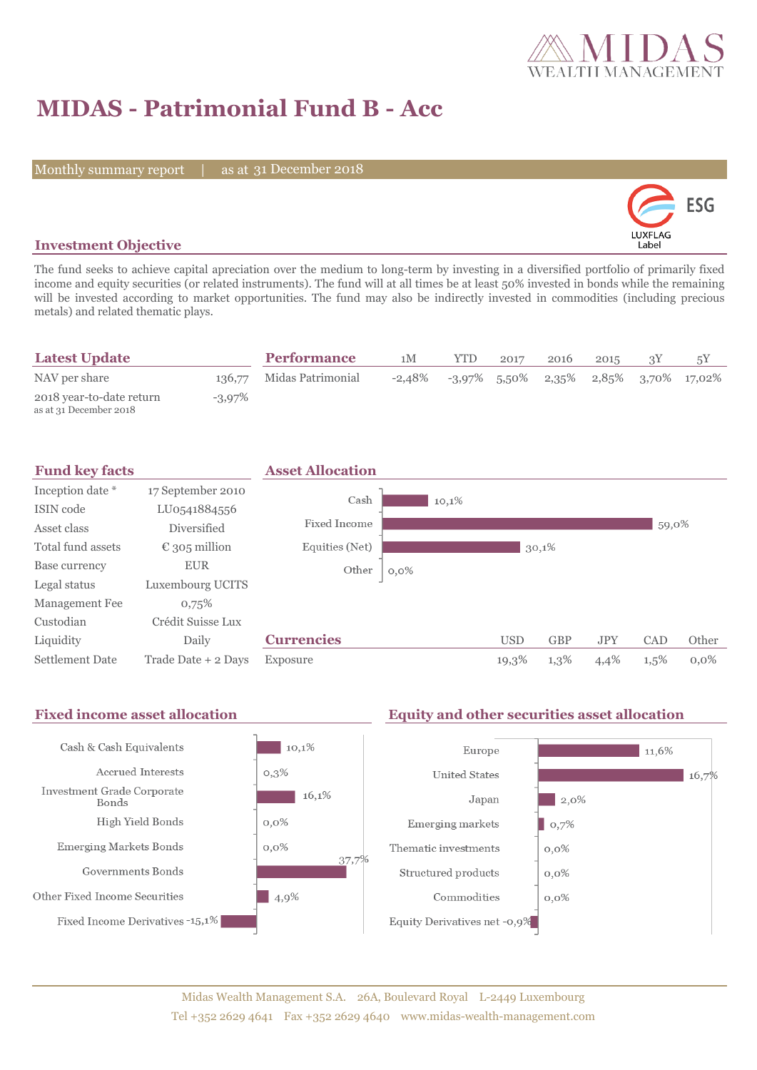# MIDAS - Patrimonial Fund B - Acc

Monthly summary report | as at 31 December 2018

ESG LUXFLAG Label

## Investment Objective

The fund seeks to achieve capital apreciation over the medium to long-term by investing in a diversified portfolio of primarily fixed income and equity securities (or related instruments). The fund will at all times be at least 50% invested in bonds while the remaining will be invested according to market opportunities. The fund may also be indirectly invested in commodities (including precious metals) and related thematic plays.

## Latest Update

| | |
|---|---|
| NAV per share | 136,77 |
| 2018 year-to-date return (as at 31 December 2018) | -3,97% |

## Performance

| | 1M | YTD | 2017 | 2016 | 2015 | 3Y | 5Y |
|---|---|---|---|---|---|---|---|
| Midas Patrimonial | -2,48% | -3,97% | 5,50% | 2,35% | 2,85% | 3,70% | 17,02% |

## Fund key facts

| | |
|---|---|
| Inception date * | 17 September 2010 |
| ISIN code | LU0541884556 |
| Asset class | Diversified |
| Total fund assets | € 305 million |
| Base currency | EUR |
| Legal status | Luxembourg UCITS |
| Management Fee | 0,75% |
| Custodian | Crédit Suisse Lux |
| Liquidity | Daily |
| Settlement Date | Trade Date + 2 Days |

## Asset Allocation

| | |
|---|---|
| Cash | 10,1% |
| Fixed Income | 59,0% |
| Equities (Net) | 30,1% |
| Other | 0,0% |

## Currencies

| | USD | GBP | JPY | CAD | Other |
|---|---|---|---|---|---|
| Exposure | 19,3% | 1,3% | 4,4% | 1,5% | 0,0% |

## Fixed income asset allocation

| | |
|---|---|
| Cash & Cash Equivalents | 10,1% |
| Accrued Interests | 0,3% |
| Investment Grade Corporate Bonds | 16,1% |
| High Yield Bonds | 0,0% |
| Emerging Markets Bonds | 0,0% |
| Governments Bonds | 37,7% |
| Other Fixed Income Securities | 4,9% |
| Fixed Income Derivatives | -15,1% |

## Equity and other securities asset allocation

| | |
|---|---|
| Europe | 11,6% |
| United States | 16,7% |
| Japan | 2,0% |
| Emerging markets | 0,7% |
| Thematic investments | 0,0% |
| Structured products | 0,0% |
| Commodities | 0,0% |
| Equity Derivatives net | -0,9% |

Midas Wealth Management S.A. 26A, Boulevard Royal L-2449 Luxembourg
Tel +352 2629 4641 Fax +352 2629 4640 www.midas-wealth-management.com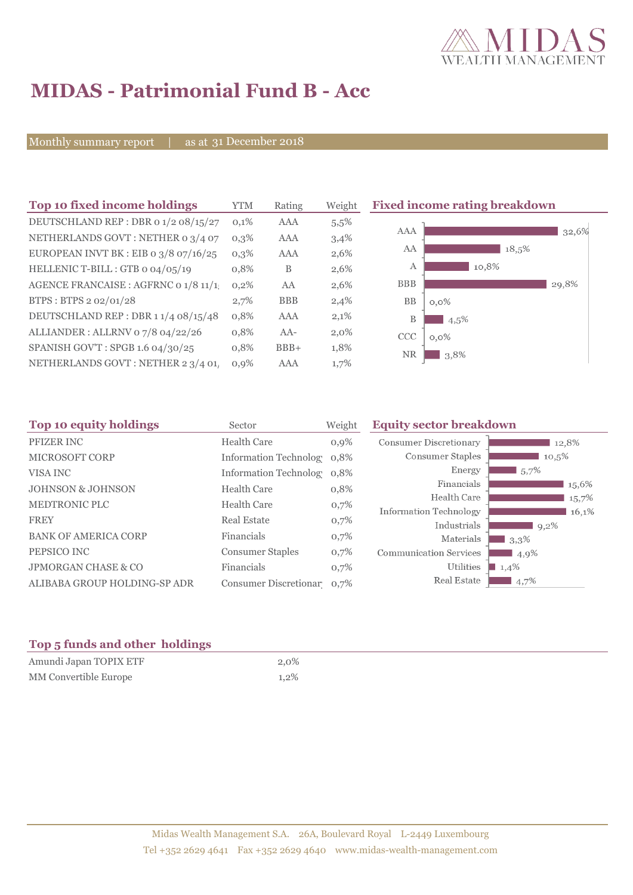# MIDAS - Patrimonial Fund B - Acc

Monthly summary report | as at 31 December 2018

## Top 10 fixed income holdings

| Top 10 fixed income holdings | YTM | Rating | Weight |
|---|---|---|---|
| DEUTSCHLAND REP : DBR 0 1/2 08/15/27 | 0,1% | AAA | 5,5% |
| NETHERLANDS GOVT : NETHER 0 3/4 07 | 0,3% | AAA | 3,4% |
| EUROPEAN INVT BK : EIB 0 3/8 07/16/25 | 0,3% | AAA | 2,6% |
| HELLENIC T-BILL : GTB 0 04/05/19 | 0,8% | B | 2,6% |
| AGENCE FRANCAISE : AGFRNC 0 1/8 11/1 | 0,2% | AA | 2,6% |
| BTPS : BTPS 2 02/01/28 | 2,7% | BBB | 2,4% |
| DEUTSCHLAND REP : DBR 1 1/4 08/15/48 | 0,8% | AAA | 2,1% |
| ALLIANDER : ALLRNV 0 7/8 04/22/26 | 0,8% | AA- | 2,0% |
| SPANISH GOV'T : SPGB 1.6 04/30/25 | 0,8% | BBB+ | 1,8% |
| NETHERLANDS GOVT : NETHER 2 3/4 01/ | 0,9% | AAA | 1,7% |

## Fixed income rating breakdown

| Rating | Weight |
|---|---|
| AAA | 32,6% |
| AA | 18,5% |
| A | 10,8% |
| BBB | 29,8% |
| BB | 0,0% |
| B | 4,5% |
| CCC | 0,0% |
| NR | 3,8% |

## Top 10 equity holdings

| Top 10 equity holdings | Sector | Weight |
|---|---|---|
| PFIZER INC | Health Care | 0,9% |
| MICROSOFT CORP | Information Technolog | 0,8% |
| VISA INC | Information Technolog | 0,8% |
| JOHNSON & JOHNSON | Health Care | 0,8% |
| MEDTRONIC PLC | Health Care | 0,7% |
| FREY | Real Estate | 0,7% |
| BANK OF AMERICA CORP | Financials | 0,7% |
| PEPSICO INC | Consumer Staples | 0,7% |
| JPMORGAN CHASE & CO | Financials | 0,7% |
| ALIBABA GROUP HOLDING-SP ADR | Consumer Discretionar | 0,7% |

## Equity sector breakdown

| Sector | Weight |
|---|---|
| Consumer Discretionary | 12,8% |
| Consumer Staples | 10,5% |
| Energy | 5,7% |
| Financials | 15,6% |
| Health Care | 15,7% |
| Information Technology | 16,1% |
| Industrials | 9,2% |
| Materials | 3,3% |
| Communication Services | 4,9% |
| Utilities | 1,4% |
| Real Estate | 4,7% |

## Top 5 funds and other holdings

| Holding | Weight |
|---|---|
| Amundi Japan TOPIX ETF | 2,0% |
| MM Convertible Europe | 1,2% |

Midas Wealth Management S.A. 26A, Boulevard Royal L-2449 Luxembourg
Tel +352 2629 4641 Fax +352 2629 4640 www.midas-wealth-management.com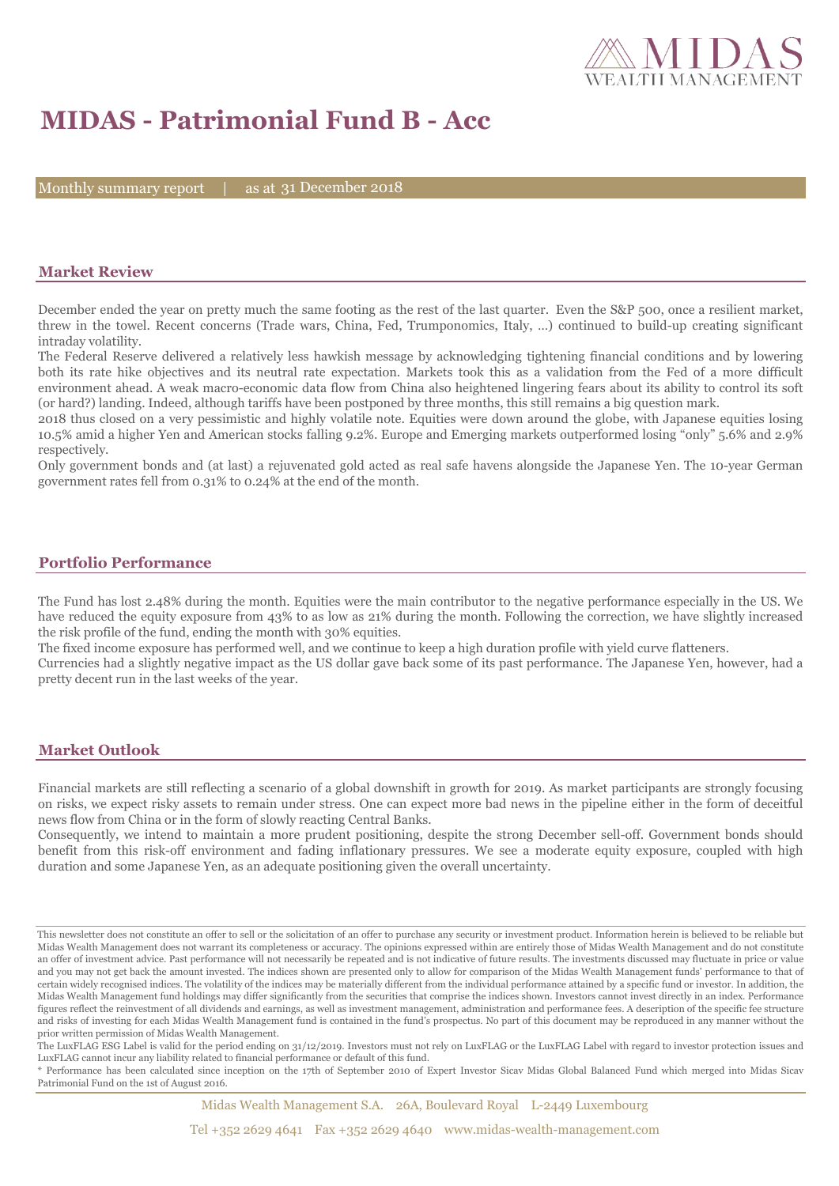# MIDAS - Patrimonial Fund B - Acc

Monthly summary report | as at 31 December 2018

## Market Review

December ended the year on pretty much the same footing as the rest of the last quarter. Even the S&P 500, once a resilient market, threw in the towel. Recent concerns (Trade wars, China, Fed, Trumponomics, Italy, ...) continued to build-up creating significant intraday volatility.
The Federal Reserve delivered a relatively less hawkish message by acknowledging tightening financial conditions and by lowering both its rate hike objectives and its neutral rate expectation. Markets took this as a validation from the Fed of a more difficult environment ahead. A weak macro-economic data flow from China also heightened lingering fears about its ability to control its soft (or hard?) landing. Indeed, although tariffs have been postponed by three months, this still remains a big question mark.
2018 thus closed on a very pessimistic and highly volatile note. Equities were down around the globe, with Japanese equities losing 10.5% amid a higher Yen and American stocks falling 9.2%. Europe and Emerging markets outperformed losing "only" 5.6% and 2.9% respectively.
Only government bonds and (at last) a rejuvenated gold acted as real safe havens alongside the Japanese Yen. The 10-year German government rates fell from 0.31% to 0.24% at the end of the month.

## Portfolio Performance

The Fund has lost 2.48% during the month. Equities were the main contributor to the negative performance especially in the US. We have reduced the equity exposure from 43% to as low as 21% during the month. Following the correction, we have slightly increased the risk profile of the fund, ending the month with 30% equities.
The fixed income exposure has performed well, and we continue to keep a high duration profile with yield curve flatteners.
Currencies had a slightly negative impact as the US dollar gave back some of its past performance. The Japanese Yen, however, had a pretty decent run in the last weeks of the year.

## Market Outlook

Financial markets are still reflecting a scenario of a global downshift in growth for 2019. As market participants are strongly focusing on risks, we expect risky assets to remain under stress. One can expect more bad news in the pipeline either in the form of deceitful news flow from China or in the form of slowly reacting Central Banks.
Consequently, we intend to maintain a more prudent positioning, despite the strong December sell-off. Government bonds should benefit from this risk-off environment and fading inflationary pressures. We see a moderate equity exposure, coupled with high duration and some Japanese Yen, as an adequate positioning given the overall uncertainty.

This newsletter does not constitute an offer to sell or the solicitation of an offer to purchase any security or investment product. Information herein is believed to be reliable but Midas Wealth Management does not warrant its completeness or accuracy. The opinions expressed within are entirely those of Midas Wealth Management and do not constitute an offer of investment advice. Past performance will not necessarily be repeated and is not indicative of future results. The investments discussed may fluctuate in price or value and you may not get back the amount invested. The indices shown are presented only to allow for comparison of the Midas Wealth Management funds' performance to that of certain widely recognised indices. The volatility of the indices may be materially different from the individual performance attained by a specific fund or investor. In addition, the Midas Wealth Management fund holdings may differ significantly from the securities that comprise the indices shown. Investors cannot invest directly in an index. Performance figures reflect the reinvestment of all dividends and earnings, as well as investment management, administration and performance fees. A description of the specific fee structure and risks of investing for each Midas Wealth Management fund is contained in the fund's prospectus. No part of this document may be reproduced in any manner without the prior written permission of Midas Wealth Management.
The LuxFLAG ESG Label is valid for the period ending on 31/12/2019. Investors must not rely on LuxFLAG or the LuxFLAG Label with regard to investor protection issues and LuxFLAG cannot incur any liability related to financial performance or default of this fund.
* Performance has been calculated since inception on the 17th of September 2010 of Expert Investor Sicav Midas Global Balanced Fund which merged into Midas Sicav Patrimonial Fund on the 1st of August 2016.

Midas Wealth Management S.A. 26A, Boulevard Royal L-2449 Luxembourg

Tel +352 2629 4641 Fax +352 2629 4640 www.midas-wealth-management.com